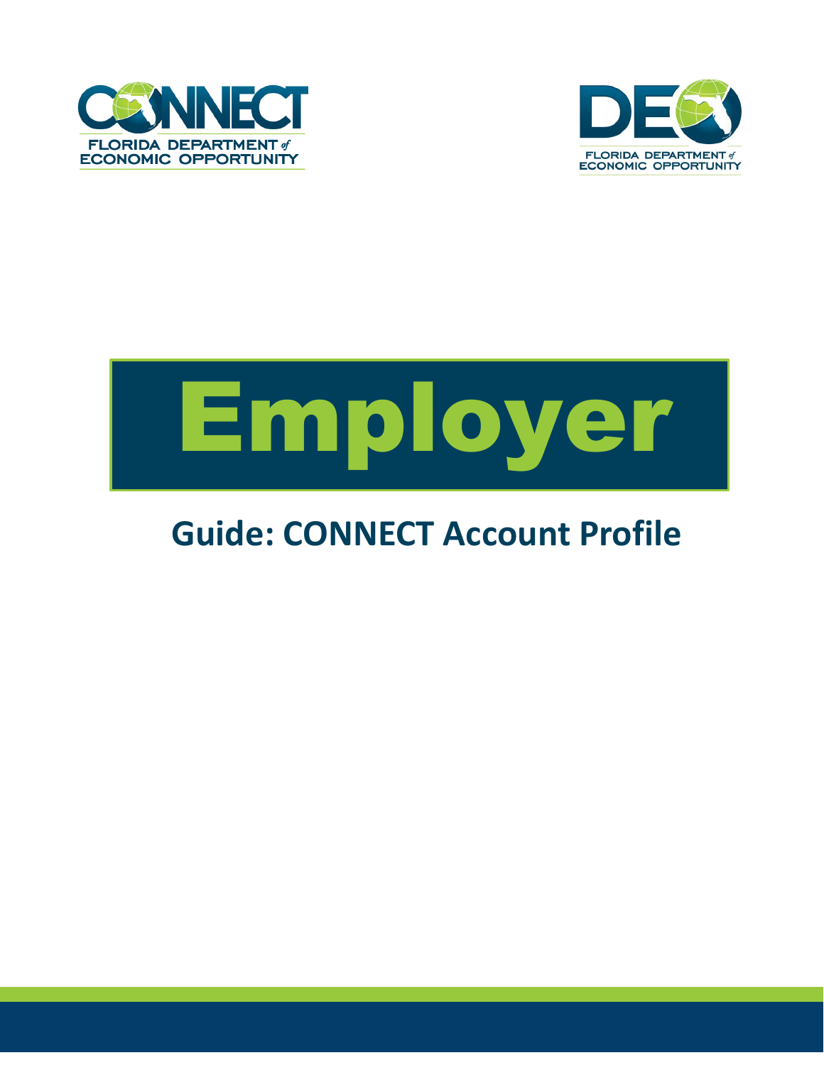CONNECT

FLORIDA DEPARTMENT of ECONOMIC OPPORTUNITY

DEO

FLORIDA DEPARTMENT of ECONOMIC OPPORTUNITY

# Employer

## Guide: CONNECT Account Profile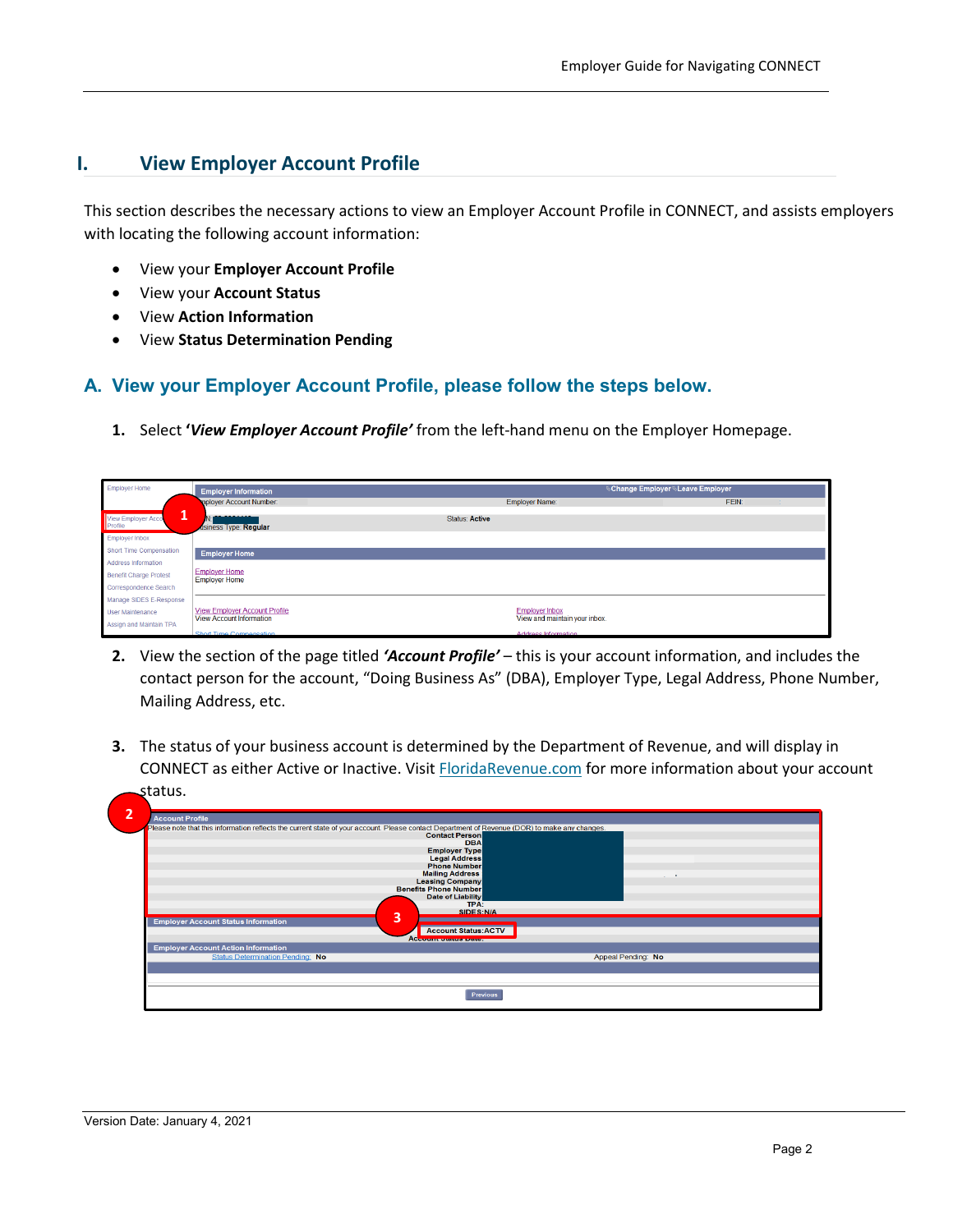# I. View Employer Account Profile

This section describes the necessary actions to view an Employer Account Profile in CONNECT, and assists employers with locating the following account information:

- View your **Employer Account Profile**
- View your **Account Status**
- View **Action Information**
- View **Status Determination Pending**

## A. View your Employer Account Profile, please follow the steps below.

1. Select **'*View Employer Account Profile*'** from the left-hand menu on the Employer Homepage.

2. View the section of the page titled ***'Account Profile'*** – this is your account information, and includes the contact person for the account, "Doing Business As" (DBA), Employer Type, Legal Address, Phone Number, Mailing Address, etc.

3. The status of your business account is determined by the Department of Revenue, and will display in CONNECT as either Active or Inactive. Visit FloridaRevenue.com for more information about your account status.

Version Date: January 4, 2021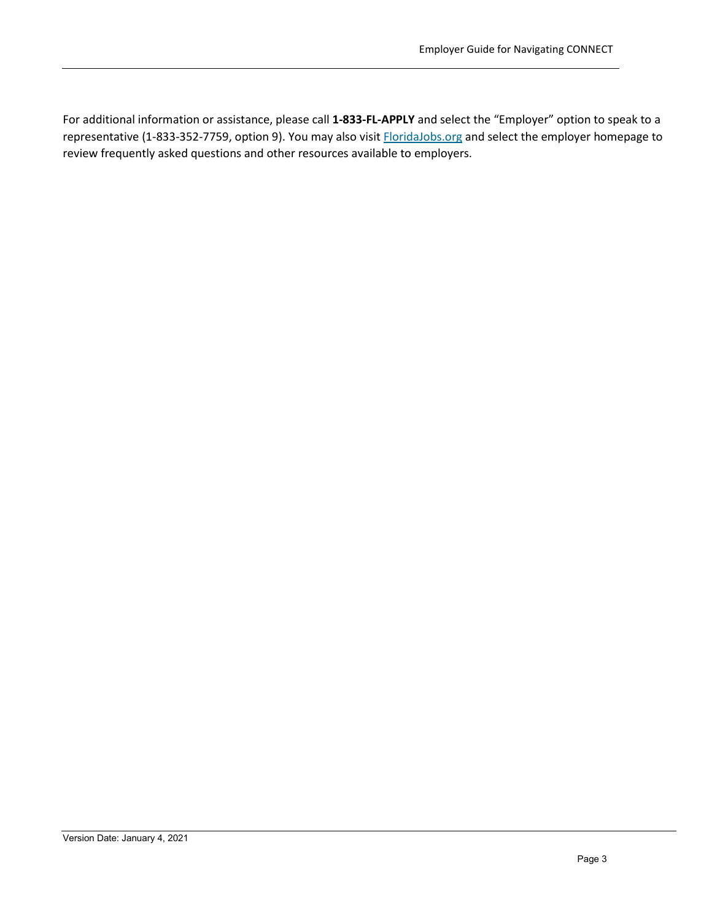For additional information or assistance, please call **1-833-FL-APPLY** and select the "Employer" option to speak to a representative (1-833-352-7759, option 9). You may also visit [FloridaJobs.org](FloridaJobs.org) and select the employer homepage to review frequently asked questions and other resources available to employers.